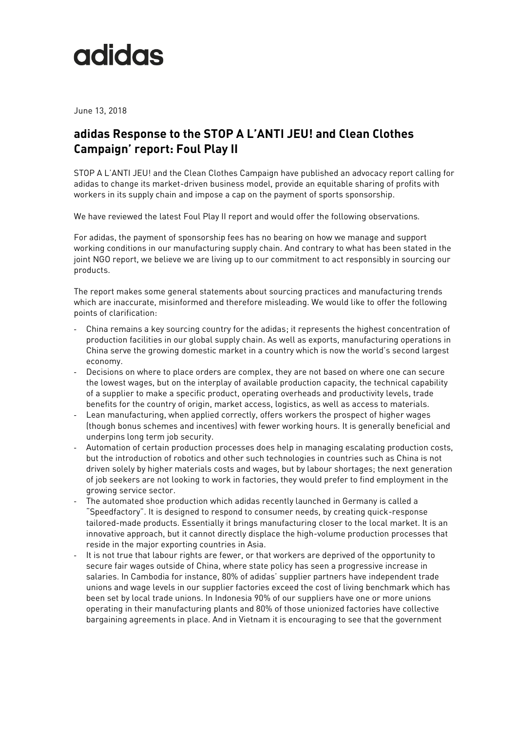# adidas

June 13, 2018

## adidas Response to the STOP A L'ANTI JEU! and Clean Clothes Campaign' report: Foul Play II

STOP A L'ANTI JEU! and the Clean Clothes Campaign have published an advocacy report calling for adidas to change its market-driven business model, provide an equitable sharing of profits with workers in its supply chain and impose a cap on the payment of sports sponsorship.

We have reviewed the latest Foul Play II report and would offer the following observations.

For adidas, the payment of sponsorship fees has no bearing on how we manage and support working conditions in our manufacturing supply chain. And contrary to what has been stated in the joint NGO report, we believe we are living up to our commitment to act responsibly in sourcing our products.

The report makes some general statements about sourcing practices and manufacturing trends which are inaccurate, misinformed and therefore misleading. We would like to offer the following points of clarification:

- China remains a key sourcing country for the adidas; it represents the highest concentration of production facilities in our global supply chain. As well as exports, manufacturing operations in China serve the growing domestic market in a country which is now the world's second largest economy.
- Decisions on where to place orders are complex, they are not based on where one can secure the lowest wages, but on the interplay of available production capacity, the technical capability of a supplier to make a specific product, operating overheads and productivity levels, trade benefits for the country of origin, market access, logistics, as well as access to materials.
- Lean manufacturing, when applied correctly, offers workers the prospect of higher wages (though bonus schemes and incentives) with fewer working hours. It is generally beneficial and underpins long term job security.
- Automation of certain production processes does help in managing escalating production costs, but the introduction of robotics and other such technologies in countries such as China is not driven solely by higher materials costs and wages, but by labour shortages; the next generation of job seekers are not looking to work in factories, they would prefer to find employment in the growing service sector.
- The automated shoe production which adidas recently launched in Germany is called a "Speedfactory". It is designed to respond to consumer needs, by creating quick-response tailored-made products. Essentially it brings manufacturing closer to the local market. It is an innovative approach, but it cannot directly displace the high-volume production processes that reside in the major exporting countries in Asia.
- It is not true that labour rights are fewer, or that workers are deprived of the opportunity to secure fair wages outside of China, where state policy has seen a progressive increase in salaries. In Cambodia for instance, 80% of adidas' supplier partners have independent trade unions and wage levels in our supplier factories exceed the cost of living benchmark which has been set by local trade unions. In Indonesia 90% of our suppliers have one or more unions operating in their manufacturing plants and 80% of those unionized factories have collective bargaining agreements in place. And in Vietnam it is encouraging to see that the government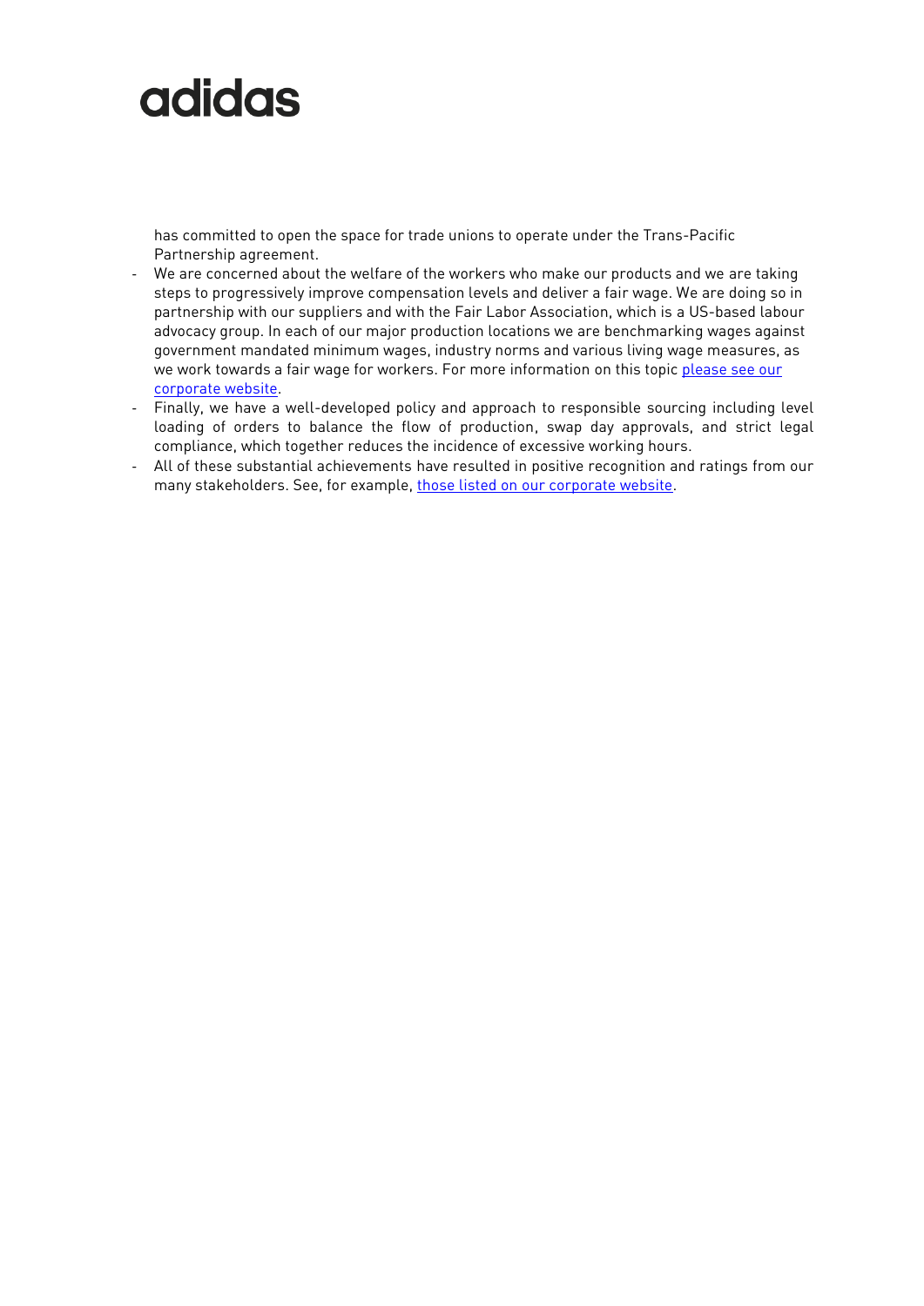has committed to open the space for trade unions to operate under the Trans-Pacific Partnership agreement.

- We are concerned about the welfare of the workers who make our products and we are taking steps to progressively improve compensation levels and deliver a fair wage. We are doing so in partnership with our suppliers and with the Fair Labor Association, which is a US-based labour advocacy group. In each of our major production locations we are benchmarking wages against government mandated minimum wages, industry norms and various living wage measures, as we work towards a fair wage for workers. For more information on this topic please see our corporate website.
- Finally, we have a well-developed policy and approach to responsible sourcing including level loading of orders to balance the flow of production, swap day approvals, and strict legal compliance, which together reduces the incidence of excessive working hours.
- All of these substantial achievements have resulted in positive recognition and ratings from our many stakeholders. See, for example, those listed on our corporate website.